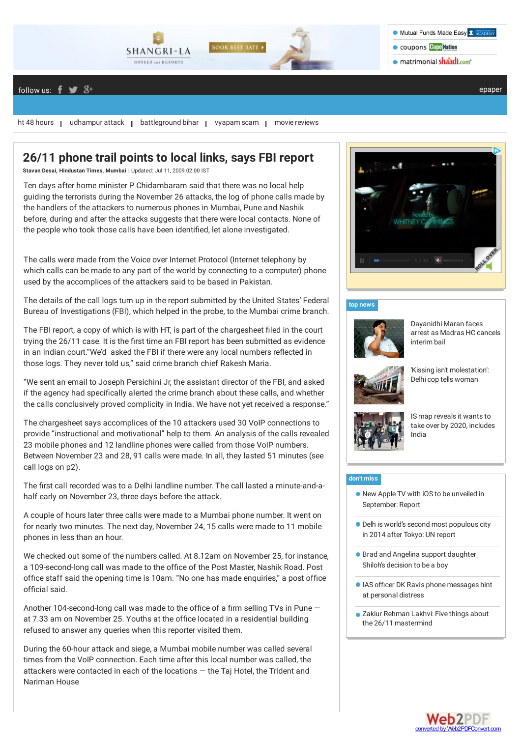# 26/11 phone trail points to local links, says FBI report

**Stavan Desai, Hindustan Times, Mumbai** | Updated: Jul 11, 2009 02:00 IST

Ten days after home minister P Chidambaram said that there was no local help guiding the terrorists during the November 26 attacks, the log of phone calls made by the handlers of the attackers to numerous phones in Mumbai, Pune and Nashik before, during and after the attacks suggests that there were local contacts. None of the people who took those calls have been identified, let alone investigated.

The calls were made from the Voice over Internet Protocol (Internet telephony by which calls can be made to any part of the world by connecting to a computer) phone used by the accomplices of the attackers said to be based in Pakistan.

The details of the call logs turn up in the report submitted by the United States' Federal Bureau of Investigations (FBI), which helped in the probe, to the Mumbai crime branch.

The FBI report, a copy of which is with HT, is part of the chargesheet filed in the court trying the 26/11 case. It is the first time an FBI report has been submitted as evidence in an Indian court."We'd asked the FBI if there were any local numbers reflected in those logs. They never told us," said crime branch chief Rakesh Maria.

"We sent an email to Joseph Persichini Jr, the assistant director of the FBI, and asked if the agency had specifically alerted the crime branch about these calls, and whether the calls conclusively proved complicity in India. We have not yet received a response."

The chargesheet says accomplices of the 10 attackers used 30 VoIP connections to provide "instructional and motivational" help to them. An analysis of the calls revealed 23 mobile phones and 12 landline phones were called from those VoIP numbers. Between November 23 and 28, 91 calls were made. In all, they lasted 51 minutes (see call logs on p2).

The first call recorded was to a Delhi landline number. The call lasted a minute-and-a-half early on November 23, three days before the attack.

A couple of hours later three calls were made to a Mumbai phone number. It went on for nearly two minutes. The next day, November 24, 15 calls were made to 11 mobile phones in less than an hour.

We checked out some of the numbers called. At 8.12am on November 25, for instance, a 109-second-long call was made to the office of the Post Master, Nashik Road. Post office staff said the opening time is 10am. "No one has made enquiries," a post office official said.

Another 104-second-long call was made to the office of a firm selling TVs in Pune — at 7.33 am on November 25. Youths at the office located in a residential building refused to answer any queries when this reporter visited them.

During the 60-hour attack and siege, a Mumbai mobile number was called several times from the VoIP connection. Each time after this local number was called, the attackers were contacted in each of the locations — the Taj Hotel, the Trident and Nariman House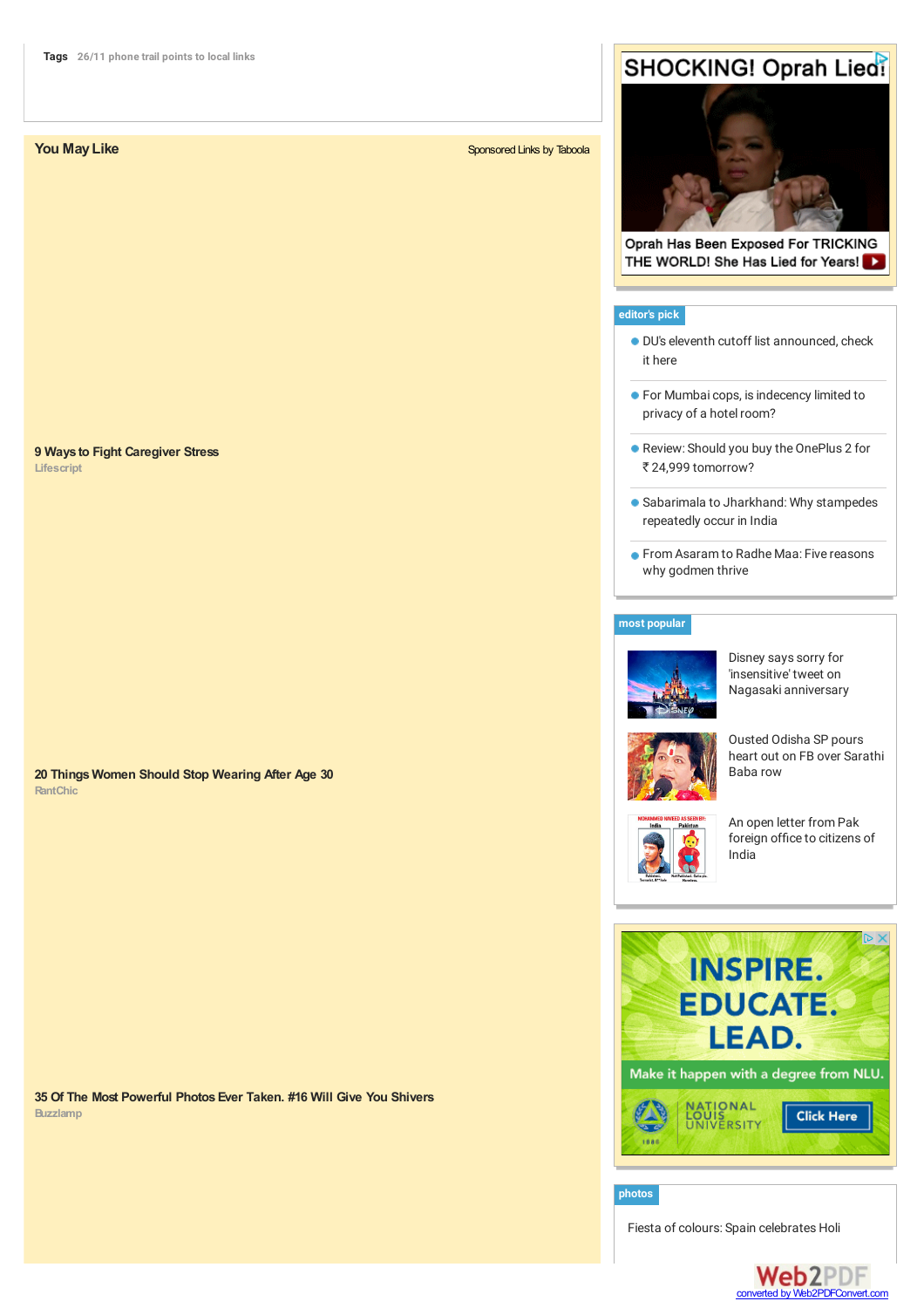**Tags** 26/11 phone trail points to local links

## You May Like

Sponsored Links by Taboola

**9 Ways to Fight Caregiver Stress**
Lifescript

**20 Things Women Should Stop Wearing After Age 30**
RantChic

**35 Of The Most Powerful Photos Ever Taken. #16 Will Give You Shivers**
Buzzlamp

SHOCKING! Oprah Lied!

Oprah Has Been Exposed For TRICKING THE WORLD! She Has Lied for Years!

**editor's pick**

- DU's eleventh cutoff list announced, check it here
- For Mumbai cops, is indecency limited to privacy of a hotel room?
- Review: Should you buy the OnePlus 2 for ₹24,999 tomorrow?
- Sabarimala to Jharkhand: Why stampedes repeatedly occur in India
- From Asaram to Radhe Maa: Five reasons why godmen thrive

**most popular**

Disney says sorry for 'insensitive' tweet on Nagasaki anniversary

Ousted Odisha SP pours heart out on FB over Sarathi Baba row

An open letter from Pak foreign office to citizens of India

INSPIRE. EDUCATE. LEAD.

Make it happen with a degree from NLU.

NATIONAL LOUIS UNIVERSITY

Click Here

**photos**

Fiesta of colours: Spain celebrates Holi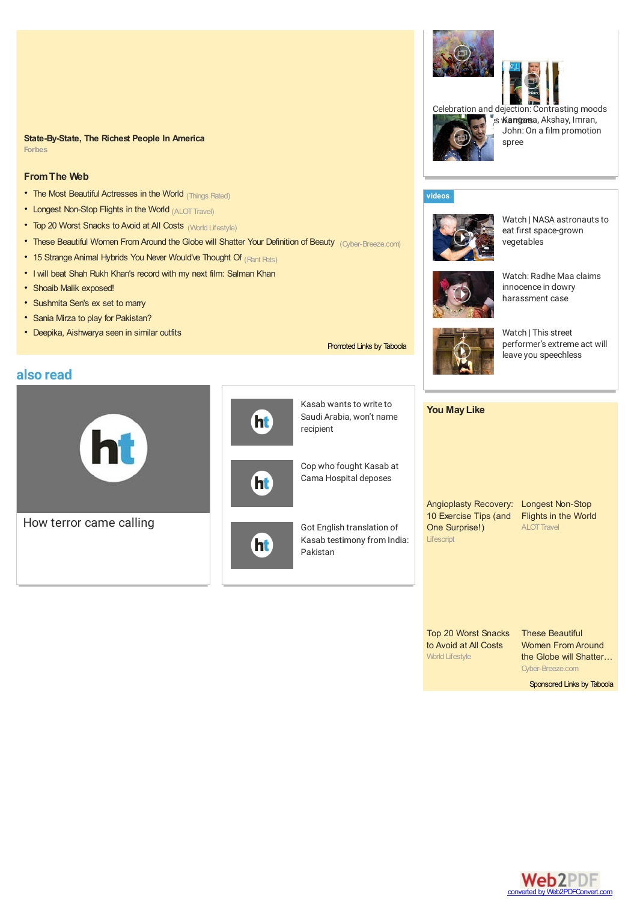**State-By-State, The Richest People In America**
Forbes

### From The Web

- The Most Beautiful Actresses in the World (Things Rated)
- Longest Non-Stop Flights in the World (ALOT Travel)
- Top 20 Worst Snacks to Avoid at All Costs (World Lifestyle)
- These Beautiful Women From Around the Globe will Shatter Your Definition of Beauty (Cyber-Breeze.com)
- 15 Strange Animal Hybrids You Never Would've Thought Of (Rant Pets)
- I will beat Shah Rukh Khan's record with my next film: Salman Khan
- Shoaib Malik exposed!
- Sushmita Sen's ex set to marry
- Sania Mirza to play for Pakistan?
- Deepika, Aishwarya seen in similar outfits

Promoted Links by Taboola

## also read

How terror came calling

Kasab wants to write to Saudi Arabia, won't name recipient

Cop who fought Kasab at Cama Hospital deposes

Got English translation of Kasab testimony from India: Pakistan

Celebration and dejection: Contrasting moods

Kangana, Akshay, Imran, John: On a film promotion spree

**videos**

Watch | NASA astronauts to eat first space-grown vegetables

Watch: Radhe Maa claims innocence in dowry harassment case

Watch | This street performer's extreme act will leave you speechless

### You May Like

Angioplasty Recovery: 10 Exercise Tips (and One Surprise!)
Lifescript

Longest Non-Stop Flights in the World
ALOT Travel

Top 20 Worst Snacks to Avoid at All Costs
World Lifestyle

These Beautiful Women From Around the Globe will Shatter…
Cyber-Breeze.com

Sponsored Links by Taboola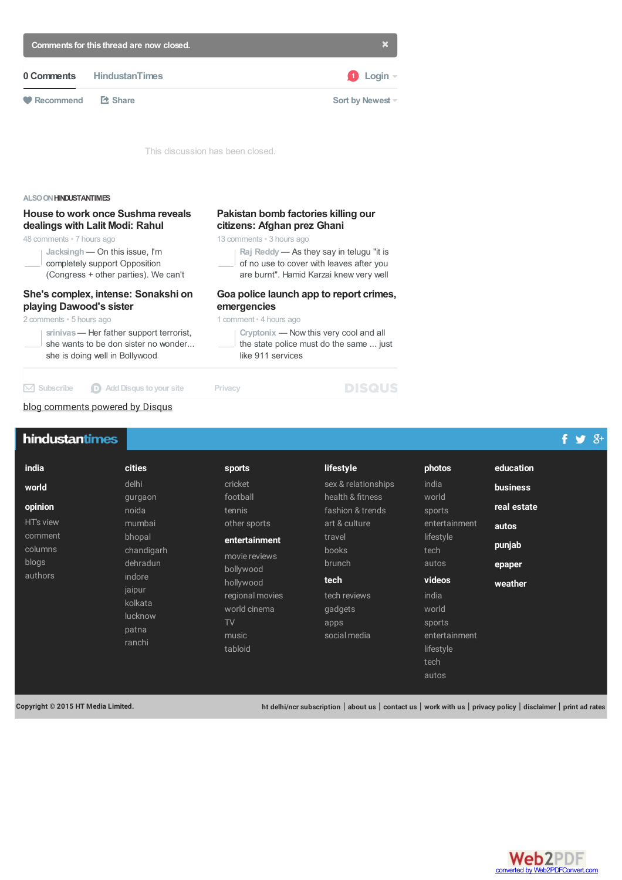Comments for this thread are now closed. ×

0 Comments HindustanTimes 1 Login

Recommend Share Sort by Newest

This discussion has been closed.

ALSO ON HINDUSTANTIMES

**House to work once Sushma reveals dealings with Lalit Modi: Rahul**

48 comments • 7 hours ago

Jacksingh — On this issue, I'm completely support Opposition (Congress + other parties). We can't

**Pakistan bomb factories killing our citizens: Afghan prez Ghani**

13 comments • 3 hours ago

Raj Reddy — As they say in telugu "it is of no use to cover with leaves after you are burnt". Hamid Karzai knew very well

**She's complex, intense: Sonakshi on playing Dawood's sister**

2 comments • 5 hours ago

srinivas — Her father support terrorist, she wants to be don sister no wonder... she is doing well in Bollywood

**Goa police launch app to report crimes, emergencies**

1 comment • 4 hours ago

Cryptonix — Now this very cool and all the state police must do the same ... just like 911 services

Subscribe Add Disqus to your site Privacy DISQUS

blog comments powered by Disqus

hindustantimes

**india**
**world**
**opinion**
- HT's view
- comment
- columns
- blogs
- authors

**cities**
- delhi
- gurgaon
- noida
- mumbai
- bhopal
- chandigarh
- dehradun
- indore
- jaipur
- kolkata
- lucknow
- patna
- ranchi

**sports**
- cricket
- football
- tennis
- other sports

**entertainment**
- movie reviews
- bollywood
- hollywood
- regional movies
- world cinema
- TV
- music
- tabloid

**lifestyle**
- sex & relationships
- health & fitness
- fashion & trends
- art & culture
- travel
- books
- brunch

**tech**
- tech reviews
- gadgets
- apps
- social media

**photos**
- india
- world
- sports
- entertainment
- lifestyle
- tech
- autos

**videos**
- india
- world
- sports
- entertainment
- lifestyle
- tech
- autos

**education**
**business**
**real estate**
**autos**
**punjab**
**epaper**
**weather**

Copyright © 2015 HT Media Limited.

ht delhi/ncr subscription | about us | contact us | work with us | privacy policy | disclaimer | print ad rates